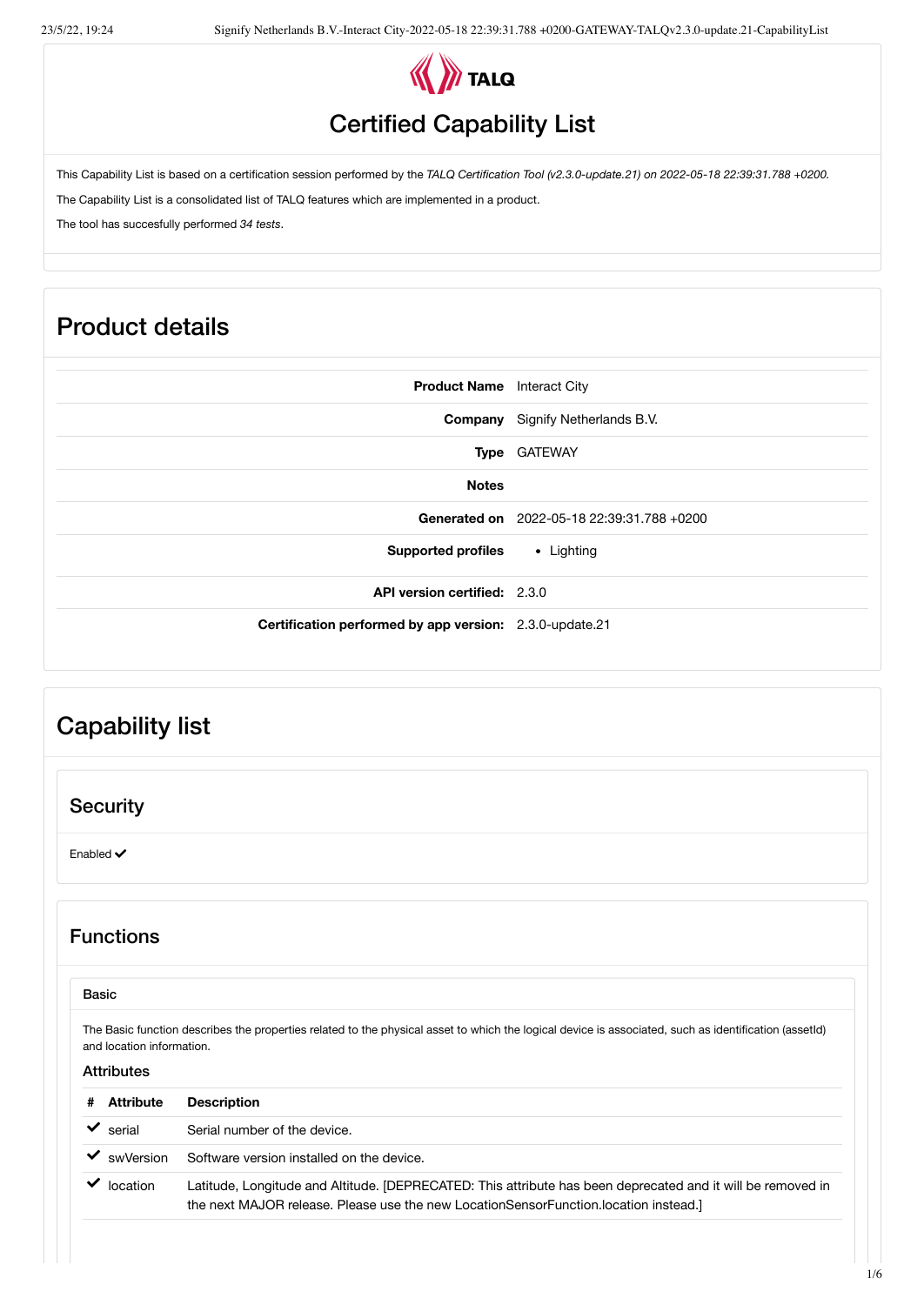# Certified Capability List

This Capability List is based on a certification session performed by the *TALQ Certification Tool (v2.3.0-update.21) on 2022-05-18 22:39:31.788 +0200.*

The Capability List is a consolidated list of TALQ features which are implemented in a product.

The tool has succesfully performed *34 tests*.

## Product details

| | |
|---|---|
| **Product Name** | Interact City |
| **Company** | Signify Netherlands B.V. |
| **Type** | GATEWAY |
| **Notes** | |
| **Generated on** | 2022-05-18 22:39:31.788 +0200 |
| **Supported profiles** | • Lighting |
| **API version certified:** | 2.3.0 |
| **Certification performed by app version:** | 2.3.0-update.21 |

## Capability list

### Security

Enabled ✔

### Functions

#### Basic

The Basic function describes the properties related to the physical asset to which the logical device is associated, such as identification (assetId) and location information.

##### Attributes

| # | Attribute | Description |
|---|---|---|
| ✔ | serial | Serial number of the device. |
| ✔ | swVersion | Software version installed on the device. |
| ✔ | location | Latitude, Longitude and Altitude. [DEPRECATED: This attribute has been deprecated and it will be removed in the next MAJOR release. Please use the new LocationSensorFunction.location instead.] |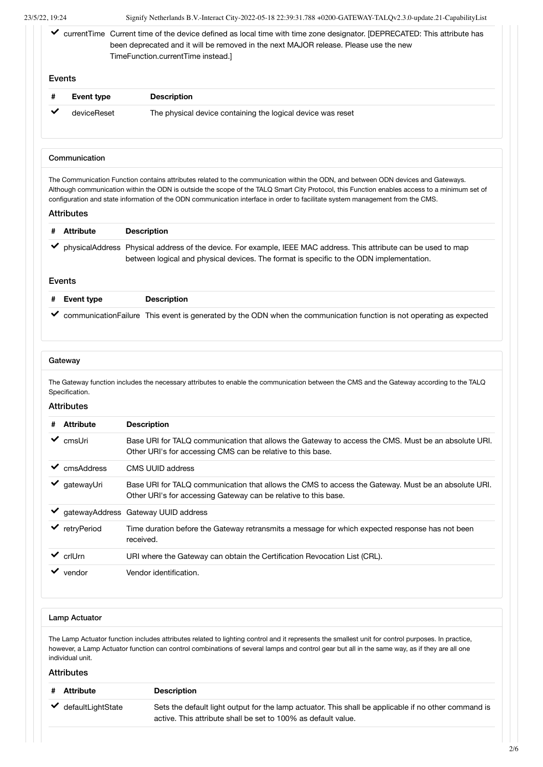| # | Attribute | Description |
|---|---|---|
| ✔ | currentTime | Current time of the device defined as local time with time zone designator. [DEPRECATED: This attribute has been deprecated and it will be removed in the next MAJOR release. Please use the new TimeFunction.currentTime instead.] |

### Events

| # | Event type | Description |
|---|---|---|
| ✔ | deviceReset | The physical device containing the logical device was reset |

## Communication

The Communication Function contains attributes related to the communication within the ODN, and between ODN devices and Gateways. Although communication within the ODN is outside the scope of the TALQ Smart City Protocol, this Function enables access to a minimum set of configuration and state information of the ODN communication interface in order to facilitate system management from the CMS.

### Attributes

| # | Attribute | Description |
|---|---|---|
| ✔ | physicalAddress | Physical address of the device. For example, IEEE MAC address. This attribute can be used to map between logical and physical devices. The format is specific to the ODN implementation. |

### Events

| # | Event type | Description |
|---|---|---|
| ✔ | communicationFailure | This event is generated by the ODN when the communication function is not operating as expected |

## Gateway

The Gateway function includes the necessary attributes to enable the communication between the CMS and the Gateway according to the TALQ Specification.

### Attributes

| # | Attribute | Description |
|---|---|---|
| ✔ | cmsUri | Base URI for TALQ communication that allows the Gateway to access the CMS. Must be an absolute URI. Other URI's for accessing CMS can be relative to this base. |
| ✔ | cmsAddress | CMS UUID address |
| ✔ | gatewayUri | Base URI for TALQ communication that allows the CMS to access the Gateway. Must be an absolute URI. Other URI's for accessing Gateway can be relative to this base. |
| ✔ | gatewayAddress | Gateway UUID address |
| ✔ | retryPeriod | Time duration before the Gateway retransmits a message for which expected response has not been received. |
| ✔ | crlUrn | URI where the Gateway can obtain the Certification Revocation List (CRL). |
| ✔ | vendor | Vendor identification. |

## Lamp Actuator

The Lamp Actuator function includes attributes related to lighting control and it represents the smallest unit for control purposes. In practice, however, a Lamp Actuator function can control combinations of several lamps and control gear but all in the same way, as if they are all one individual unit.

### Attributes

| # | Attribute | Description |
|---|---|---|
| ✔ | defaultLightState | Sets the default light output for the lamp actuator. This shall be applicable if no other command is active. This attribute shall be set to 100% as default value. |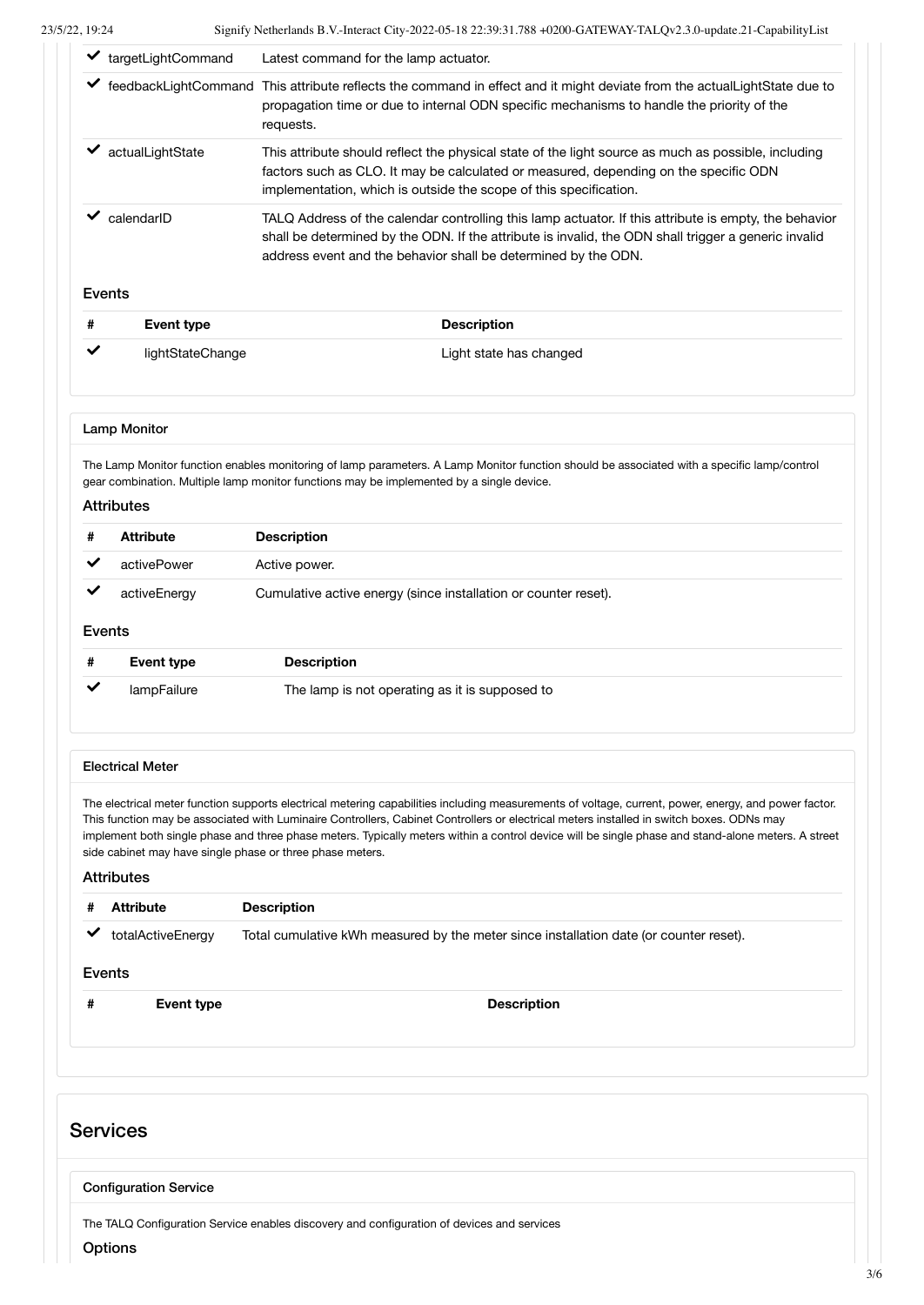| # | Attribute | Description |
|---|---|---|
| ✔ | targetLightCommand | Latest command for the lamp actuator. |
| ✔ | feedbackLightCommand | This attribute reflects the command in effect and it might deviate from the actualLightState due to propagation time or due to internal ODN specific mechanisms to handle the priority of the requests. |
| ✔ | actualLightState | This attribute should reflect the physical state of the light source as much as possible, including factors such as CLO. It may be calculated or measured, depending on the specific ODN implementation, which is outside the scope of this specification. |
| ✔ | calendarID | TALQ Address of the calendar controlling this lamp actuator. If this attribute is empty, the behavior shall be determined by the ODN. If the attribute is invalid, the ODN shall trigger a generic invalid address event and the behavior shall be determined by the ODN. |

#### Events

| # | Event type | Description |
|---|---|---|
| ✔ | lightStateChange | Light state has changed |

### Lamp Monitor

The Lamp Monitor function enables monitoring of lamp parameters. A Lamp Monitor function should be associated with a specific lamp/control gear combination. Multiple lamp monitor functions may be implemented by a single device.

#### Attributes

| # | Attribute | Description |
|---|---|---|
| ✔ | activePower | Active power. |
| ✔ | activeEnergy | Cumulative active energy (since installation or counter reset). |

#### Events

| # | Event type | Description |
|---|---|---|
| ✔ | lampFailure | The lamp is not operating as it is supposed to |

### Electrical Meter

The electrical meter function supports electrical metering capabilities including measurements of voltage, current, power, energy, and power factor. This function may be associated with Luminaire Controllers, Cabinet Controllers or electrical meters installed in switch boxes. ODNs may implement both single phase and three phase meters. Typically meters within a control device will be single phase and stand-alone meters. A street side cabinet may have single phase or three phase meters.

#### Attributes

| # | Attribute | Description |
|---|---|---|
| ✔ | totalActiveEnergy | Total cumulative kWh measured by the meter since installation date (or counter reset). |

#### Events

| # | Event type | Description |
|---|---|---|

## Services

### Configuration Service

The TALQ Configuration Service enables discovery and configuration of devices and services

#### Options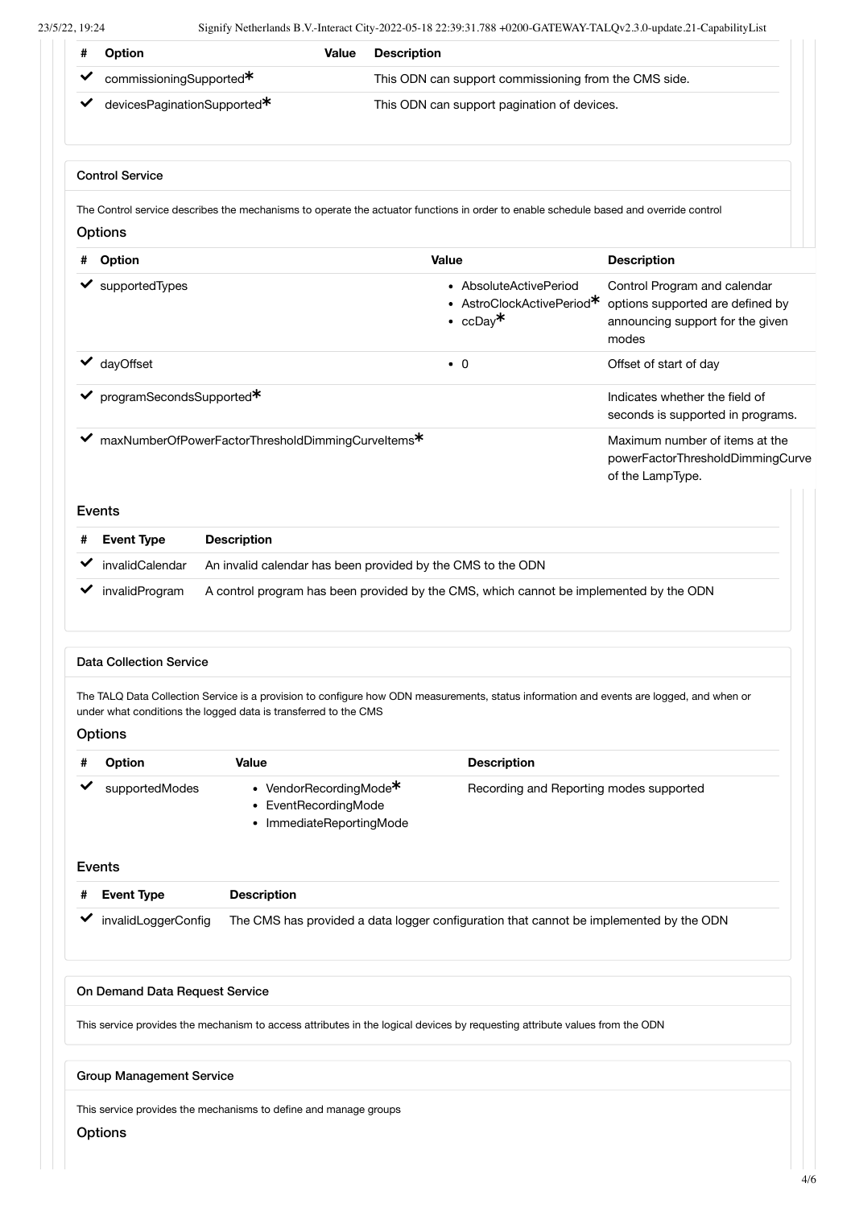| # | Option | Value | Description |
| --- | --- | --- | --- |
| ✔ | commissioningSupported* | | This ODN can support commissioning from the CMS side. |
| ✔ | devicesPaginationSupported* | | This ODN can support pagination of devices. |

### Control Service

The Control service describes the mechanisms to operate the actuator functions in order to enable schedule based and override control

#### Options

| # | Option | Value | Description |
| --- | --- | --- | --- |
| ✔ | supportedTypes | • AbsoluteActivePeriod<br>• AstroClockActivePeriod*<br>• ccDay* | Control Program and calendar options supported are defined by announcing support for the given modes |
| ✔ | dayOffset | • 0 | Offset of start of day |
| ✔ | programSecondsSupported* | | Indicates whether the field of seconds is supported in programs. |
| ✔ | maxNumberOfPowerFactorThresholdDimmingCurveItems* | | Maximum number of items at the powerFactorThresholdDimmingCurve of the LampType. |

#### Events

| # | Event Type | Description |
| --- | --- | --- |
| ✔ | invalidCalendar | An invalid calendar has been provided by the CMS to the ODN |
| ✔ | invalidProgram | A control program has been provided by the CMS, which cannot be implemented by the ODN |

### Data Collection Service

The TALQ Data Collection Service is a provision to configure how ODN measurements, status information and events are logged, and when or under what conditions the logged data is transferred to the CMS

#### Options

| # | Option | Value | Description |
| --- | --- | --- | --- |
| ✔ | supportedModes | • VendorRecordingMode*<br>• EventRecordingMode<br>• ImmediateReportingMode | Recording and Reporting modes supported |

#### Events

| # | Event Type | Description |
| --- | --- | --- |
| ✔ | invalidLoggerConfig | The CMS has provided a data logger configuration that cannot be implemented by the ODN |

### On Demand Data Request Service

This service provides the mechanism to access attributes in the logical devices by requesting attribute values from the ODN

### Group Management Service

This service provides the mechanisms to define and manage groups

#### Options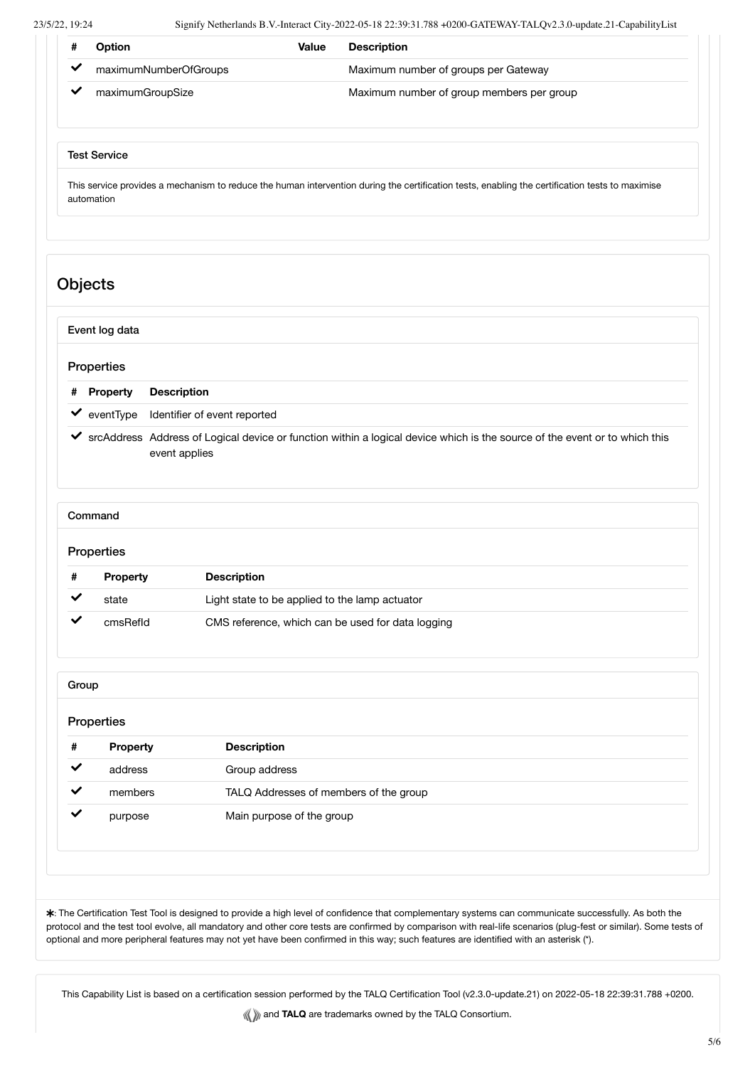| # | Option | Value | Description |
|---|---|---|---|
| ✔ | maximumNumberOfGroups | | Maximum number of groups per Gateway |
| ✔ | maximumGroupSize | | Maximum number of group members per group |

#### Test Service

This service provides a mechanism to reduce the human intervention during the certification tests, enabling the certification tests to maximise automation

## Objects

#### Event log data

### Properties

| # | Property | Description |
|---|---|---|
| ✔ | eventType | Identifier of event reported |
| ✔ | srcAddress | Address of Logical device or function within a logical device which is the source of the event or to which this event applies |

#### Command

### Properties

| # | Property | Description |
|---|---|---|
| ✔ | state | Light state to be applied to the lamp actuator |
| ✔ | cmsRefId | CMS reference, which can be used for data logging |

#### Group

### Properties

| # | Property | Description |
|---|---|---|
| ✔ | address | Group address |
| ✔ | members | TALQ Addresses of members of the group |
| ✔ | purpose | Main purpose of the group |

*: The Certification Test Tool is designed to provide a high level of confidence that complementary systems can communicate successfully. As both the protocol and the test tool evolve, all mandatory and other core tests are confirmed by comparison with real-life scenarios (plug-fest or similar). Some tests of optional and more peripheral features may not yet have been confirmed in this way; such features are identified with an asterisk (*).

This Capability List is based on a certification session performed by the TALQ Certification Tool (v2.3.0-update.21) on 2022-05-18 22:39:31.788 +0200.

and **TALQ** are trademarks owned by the TALQ Consortium.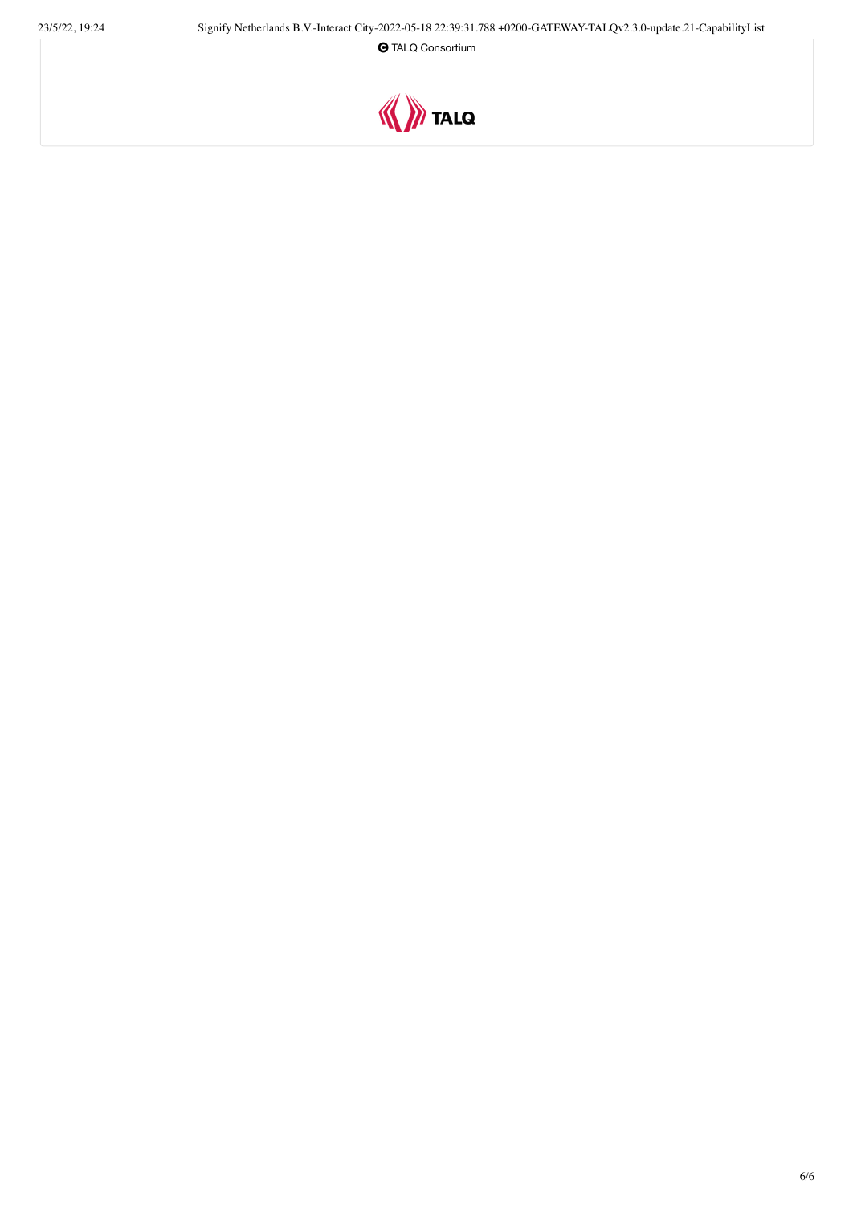© TALQ Consortium

TALQ